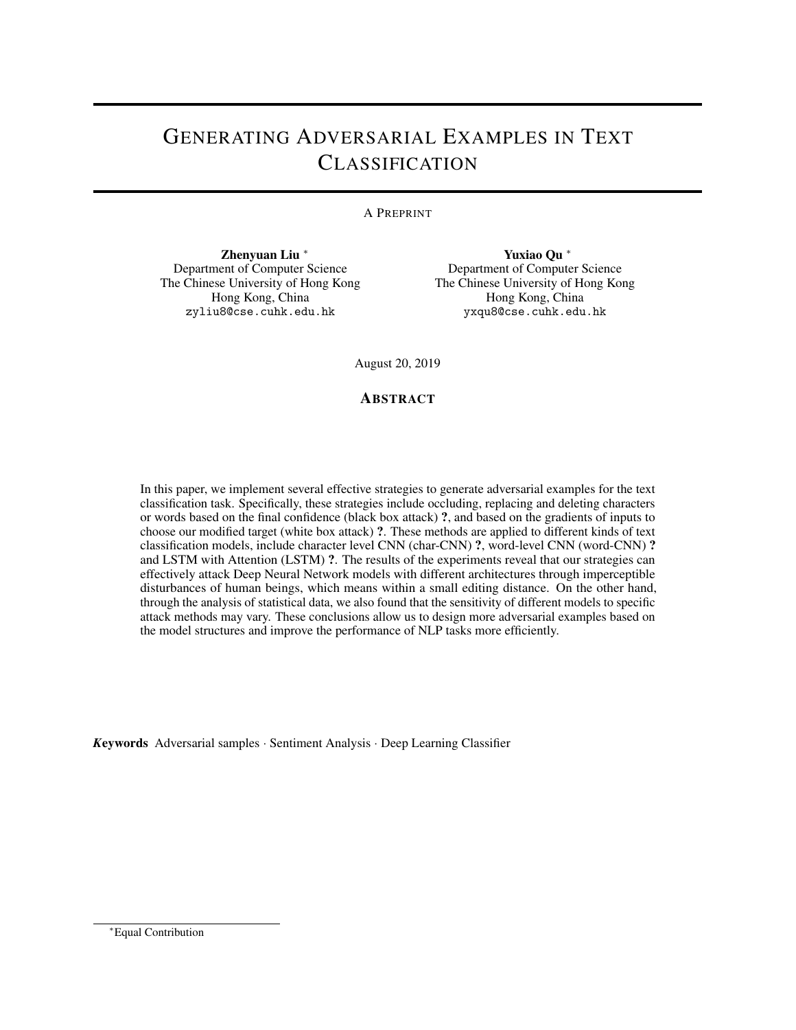# GENERATING ADVERSARIAL EXAMPLES IN TEXT CLASSIFICATION

A PREPRINT

**Zhenyuan Liu** *
Department of Computer Science
The Chinese University of Hong Kong
Hong Kong, China
zyliu8@cse.cuhk.edu.hk

**Yuxiao Qu** *
Department of Computer Science
The Chinese University of Hong Kong
Hong Kong, China
yxqu8@cse.cuhk.edu.hk

August 20, 2019

## ABSTRACT

In this paper, we implement several effective strategies to generate adversarial examples for the text classification task. Specifically, these strategies include occluding, replacing and deleting characters or words based on the final confidence (black box attack) **?**, and based on the gradients of inputs to choose our modified target (white box attack) **?**. These methods are applied to different kinds of text classification models, include character level CNN (char-CNN) **?**, word-level CNN (word-CNN) **?** and LSTM with Attention (LSTM) **?**. The results of the experiments reveal that our strategies can effectively attack Deep Neural Network models with different architectures through imperceptible disturbances of human beings, which means within a small editing distance. On the other hand, through the analysis of statistical data, we also found that the sensitivity of different models to specific attack methods may vary. These conclusions allow us to design more adversarial examples based on the model structures and improve the performance of NLP tasks more efficiently.

***Keywords*** Adversarial samples · Sentiment Analysis · Deep Learning Classifier

*Equal Contribution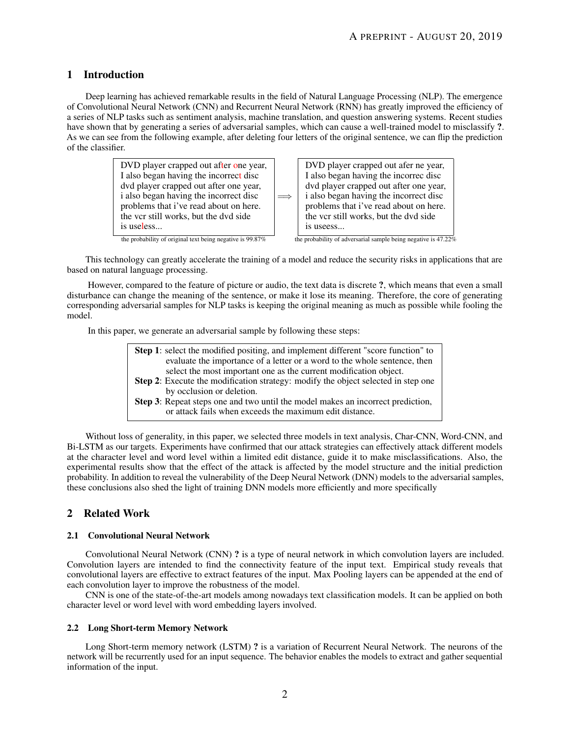## 1 Introduction

Deep learning has achieved remarkable results in the field of Natural Language Processing (NLP). The emergence of Convolutional Neural Network (CNN) and Recurrent Neural Network (RNN) has greatly improved the efficiency of a series of NLP tasks such as sentiment analysis, machine translation, and question answering systems. Recent studies have shown that by generating a series of adversarial samples, which can cause a well-trained model to misclassify **?**. As we can see from the following example, after deleting four letters of the original sentence, we can flip the prediction of the classifier.

| DVD player crapped out after one year, I also began having the incorrect disc dvd player crapped out after one year, i also began having the incorrect disc problems that i've read about on here. the vcr still works, but the dvd side is useless... | ⟹ | DVD player crapped out afer ne year, I also began having the incorrec disc dvd player crapped out after one year, i also began having the incorrect disc problems that i've read about on here. the vcr still works, but the dvd side is useess... |
|---|---|---|
| the probability of original text being negative is 99.87% | | the probability of adversarial sample being negative is 47.22% |

This technology can greatly accelerate the training of a model and reduce the security risks in applications that are based on natural language processing.

However, compared to the feature of picture or audio, the text data is discrete **?**, which means that even a small disturbance can change the meaning of the sentence, or make it lose its meaning. Therefore, the core of generating corresponding adversarial samples for NLP tasks is keeping the original meaning as much as possible while fooling the model.

In this paper, we generate an adversarial sample by following these steps:

> **Step 1**: select the modified positing, and implement different "score function" to evaluate the importance of a letter or a word to the whole sentence, then select the most important one as the current modification object.
> **Step 2**: Execute the modification strategy: modify the object selected in step one by occlusion or deletion.
> **Step 3**: Repeat steps one and two until the model makes an incorrect prediction, or attack fails when exceeds the maximum edit distance.

Without loss of generality, in this paper, we selected three models in text analysis, Char-CNN, Word-CNN, and Bi-LSTM as our targets. Experiments have confirmed that our attack strategies can effectively attack different models at the character level and word level within a limited edit distance, guide it to make misclassifications. Also, the experimental results show that the effect of the attack is affected by the model structure and the initial prediction probability. In addition to reveal the vulnerability of the Deep Neural Network (DNN) models to the adversarial samples, these conclusions also shed the light of training DNN models more efficiently and more specifically

## 2 Related Work

### 2.1 Convolutional Neural Network

Convolutional Neural Network (CNN) **?** is a type of neural network in which convolution layers are included. Convolution layers are intended to find the connectivity feature of the input text. Empirical study reveals that convolutional layers are effective to extract features of the input. Max Pooling layers can be appended at the end of each convolution layer to improve the robustness of the model.

CNN is one of the state-of-the-art models among nowadays text classification models. It can be applied on both character level or word level with word embedding layers involved.

### 2.2 Long Short-term Memory Network

Long Short-term memory network (LSTM) **?** is a variation of Recurrent Neural Network. The neurons of the network will be recurrently used for an input sequence. The behavior enables the models to extract and gather sequential information of the input.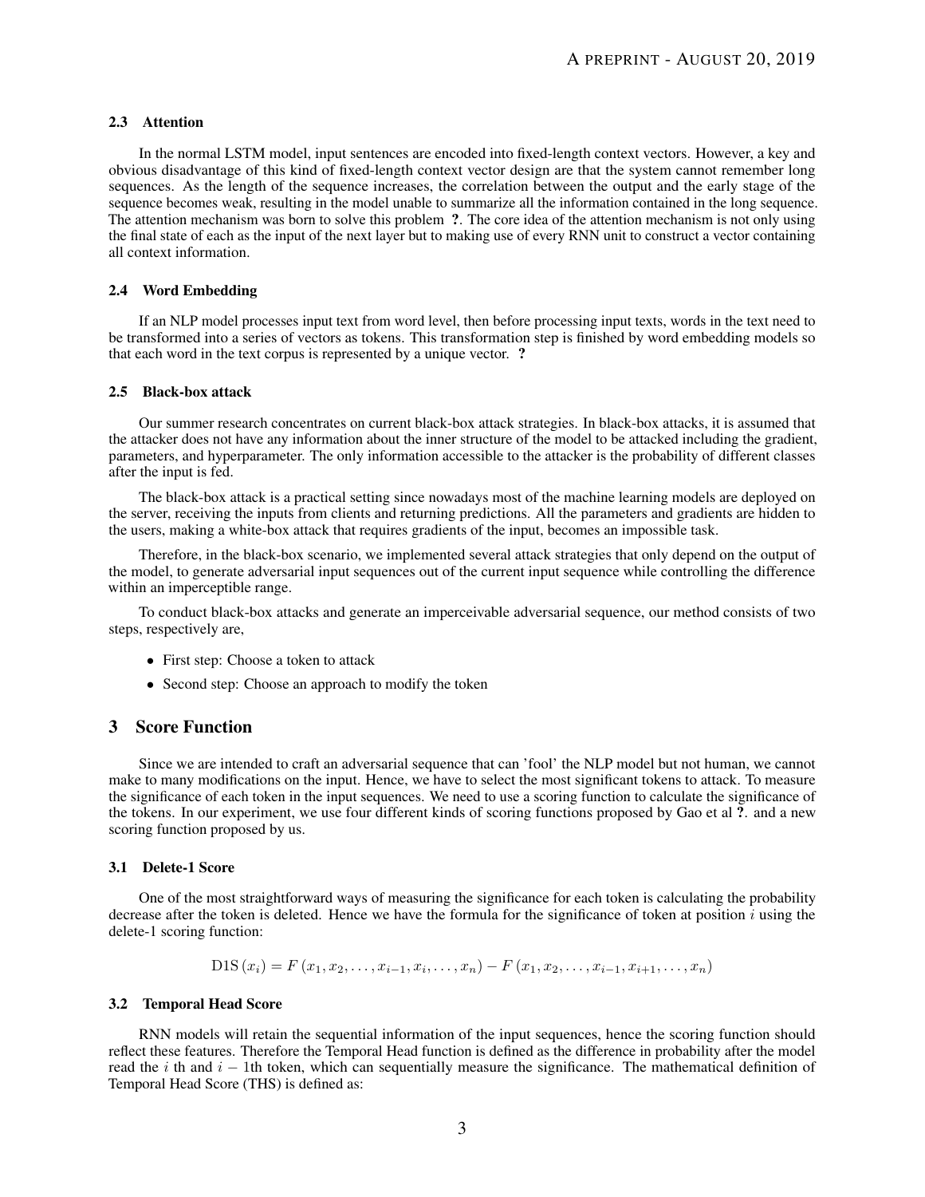### 2.3 Attention

In the normal LSTM model, input sentences are encoded into fixed-length context vectors. However, a key and obvious disadvantage of this kind of fixed-length context vector design are that the system cannot remember long sequences. As the length of the sequence increases, the correlation between the output and the early stage of the sequence becomes weak, resulting in the model unable to summarize all the information contained in the long sequence. The attention mechanism was born to solve this problem **?**. The core idea of the attention mechanism is not only using the final state of each as the input of the next layer but to making use of every RNN unit to construct a vector containing all context information.

### 2.4 Word Embedding

If an NLP model processes input text from word level, then before processing input texts, words in the text need to be transformed into a series of vectors as tokens. This transformation step is finished by word embedding models so that each word in the text corpus is represented by a unique vector. **?**

### 2.5 Black-box attack

Our summer research concentrates on current black-box attack strategies. In black-box attacks, it is assumed that the attacker does not have any information about the inner structure of the model to be attacked including the gradient, parameters, and hyperparameter. The only information accessible to the attacker is the probability of different classes after the input is fed.

The black-box attack is a practical setting since nowadays most of the machine learning models are deployed on the server, receiving the inputs from clients and returning predictions. All the parameters and gradients are hidden to the users, making a white-box attack that requires gradients of the input, becomes an impossible task.

Therefore, in the black-box scenario, we implemented several attack strategies that only depend on the output of the model, to generate adversarial input sequences out of the current input sequence while controlling the difference within an imperceptible range.

To conduct black-box attacks and generate an imperceivable adversarial sequence, our method consists of two steps, respectively are,

- First step: Choose a token to attack
- Second step: Choose an approach to modify the token

## 3 Score Function

Since we are intended to craft an adversarial sequence that can 'fool' the NLP model but not human, we cannot make to many modifications on the input. Hence, we have to select the most significant tokens to attack. To measure the significance of each token in the input sequences. We need to use a scoring function to calculate the significance of the tokens. In our experiment, we use four different kinds of scoring functions proposed by Gao et al **?**. and a new scoring function proposed by us.

### 3.1 Delete-1 Score

One of the most straightforward ways of measuring the significance for each token is calculating the probability decrease after the token is deleted. Hence we have the formula for the significance of token at position $i$ using the delete-1 scoring function:

$$\mathrm{D1S}\left(x_{i}\right)=F\left(x_{1}, x_{2}, \ldots, x_{i-1}, x_{i}, \ldots, x_{n}\right)-F\left(x_{1}, x_{2}, \ldots, x_{i-1}, x_{i+1}, \ldots, x_{n}\right)$$

### 3.2 Temporal Head Score

RNN models will retain the sequential information of the input sequences, hence the scoring function should reflect these features. Therefore the Temporal Head function is defined as the difference in probability after the model read the $i$ th and $i-1$th token, which can sequentially measure the significance. The mathematical definition of Temporal Head Score (THS) is defined as: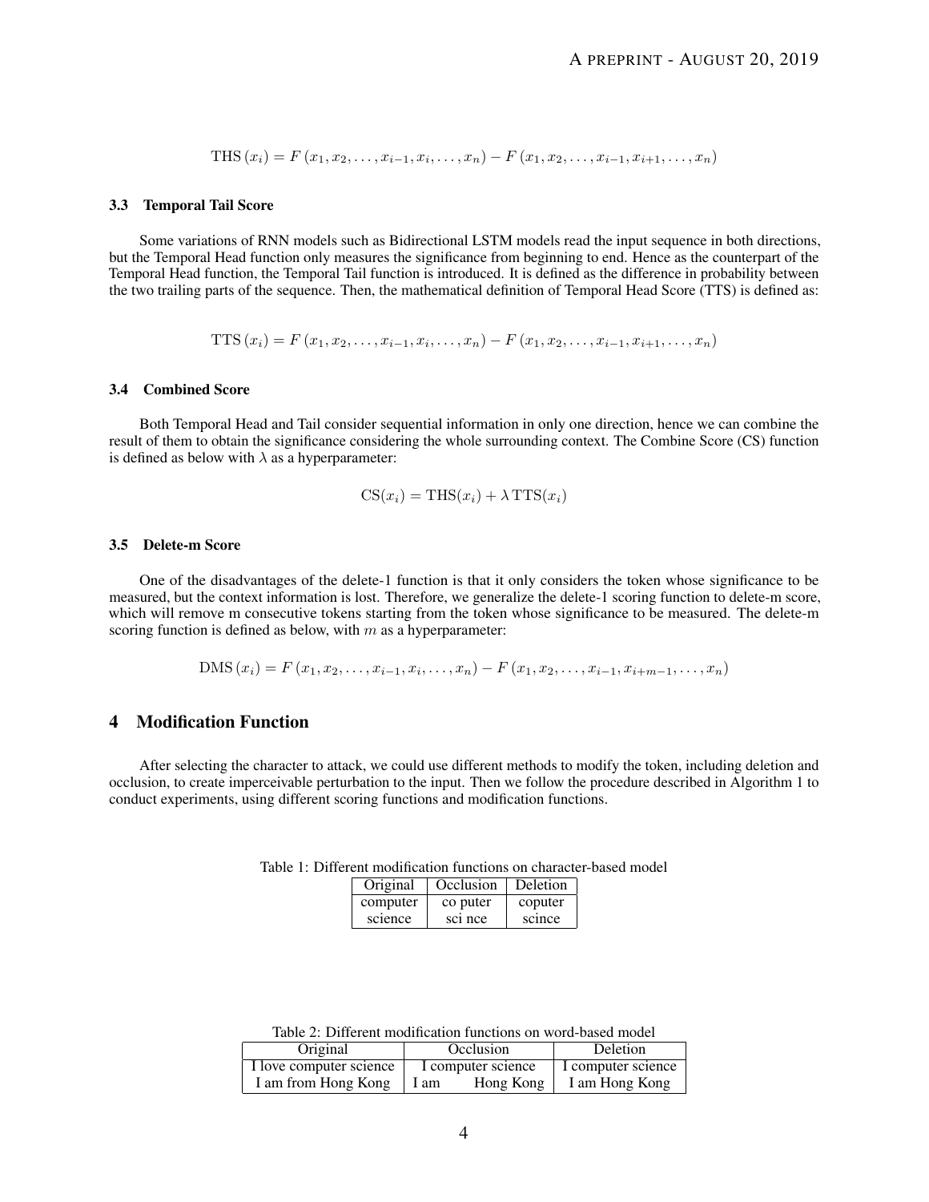$$\text{THS}(x_i) = F(x_1, x_2, \ldots, x_{i-1}, x_i, \ldots, x_n) - F(x_1, x_2, \ldots, x_{i-1}, x_{i+1}, \ldots, x_n)$$

### 3.3 Temporal Tail Score

Some variations of RNN models such as Bidirectional LSTM models read the input sequence in both directions, but the Temporal Head function only measures the significance from beginning to end. Hence as the counterpart of the Temporal Head function, the Temporal Tail function is introduced. It is defined as the difference in probability between the two trailing parts of the sequence. Then, the mathematical definition of Temporal Head Score (TTS) is defined as:

$$\text{TTS}(x_i) = F(x_1, x_2, \ldots, x_{i-1}, x_i, \ldots, x_n) - F(x_1, x_2, \ldots, x_{i-1}, x_{i+1}, \ldots, x_n)$$

### 3.4 Combined Score

Both Temporal Head and Tail consider sequential information in only one direction, hence we can combine the result of them to obtain the significance considering the whole surrounding context. The Combine Score (CS) function is defined as below with $\lambda$ as a hyperparameter:

$$\text{CS}(x_i) = \text{THS}(x_i) + \lambda \, \text{TTS}(x_i)$$

### 3.5 Delete-m Score

One of the disadvantages of the delete-1 function is that it only considers the token whose significance to be measured, but the context information is lost. Therefore, we generalize the delete-1 scoring function to delete-m score, which will remove m consecutive tokens starting from the token whose significance to be measured. The delete-m scoring function is defined as below, with $m$ as a hyperparameter:

$$\text{DMS}(x_i) = F(x_1, x_2, \ldots, x_{i-1}, x_i, \ldots, x_n) - F(x_1, x_2, \ldots, x_{i-1}, x_{i+m-1}, \ldots, x_n)$$

## 4 Modification Function

After selecting the character to attack, we could use different methods to modify the token, including deletion and occlusion, to create imperceivable perturbation to the input. Then we follow the procedure described in Algorithm 1 to conduct experiments, using different scoring functions and modification functions.

Table 1: Different modification functions on character-based model

| Original | Occlusion | Deletion |
|---|---|---|
| computer | co puter | coputer |
| science | sci nce | scince |

Table 2: Different modification functions on word-based model

| Original | Occlusion | Deletion |
|---|---|---|
| I love computer science | I computer science | I computer science |
| I am from Hong Kong | I am Hong Kong | I am Hong Kong |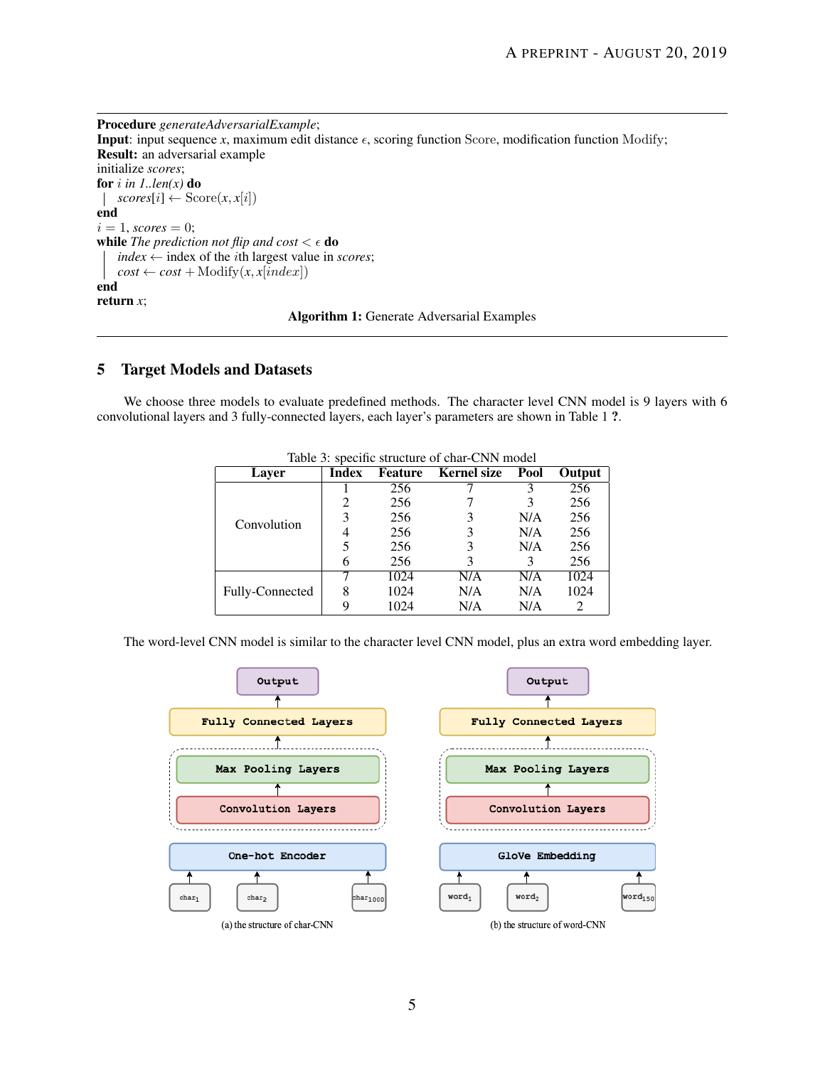**Procedure** *generateAdversarialExample*;
**Input**: input sequence $x$, maximum edit distance $\epsilon$, scoring function $\mathrm{Score}$, modification function $\mathrm{Modify}$;
**Result:** an adversarial example
initialize *scores*;
**for** $i$ *in 1..len(x)* **do**
  *scores*$[i] \leftarrow \mathrm{Score}(x, x[i])$
**end**
$i = 1$, *scores* $= 0$;
**while** *The prediction not flip and cost* $< \epsilon$ **do**
  *index* $\leftarrow$ index of the $i$th largest value in *scores*;
  *cost* $\leftarrow$ *cost* $+ \mathrm{Modify}(x, x[index])$
**end**
**return** $x$;

**Algorithm 1:** Generate Adversarial Examples

## 5 Target Models and Datasets

We choose three models to evaluate predefined methods. The character level CNN model is 9 layers with 6 convolutional layers and 3 fully-connected layers, each layer's parameters are shown in Table 1 **?**.

Table 3: specific structure of char-CNN model

| Layer | Index | Feature | Kernel size | Pool | Output |
|---|---|---|---|---|---|
| Convolution | 1 | 256 | 7 | 3 | 256 |
| | 2 | 256 | 7 | 3 | 256 |
| | 3 | 256 | 3 | N/A | 256 |
| | 4 | 256 | 3 | N/A | 256 |
| | 5 | 256 | 3 | N/A | 256 |
| | 6 | 256 | 3 | 3 | 256 |
| Fully-Connected | 7 | 1024 | N/A | N/A | 1024 |
| | 8 | 1024 | N/A | N/A | 1024 |
| | 9 | 1024 | N/A | N/A | 2 |

The word-level CNN model is similar to the character level CNN model, plus an extra word embedding layer.

(a) the structure of char-CNN

(b) the structure of word-CNN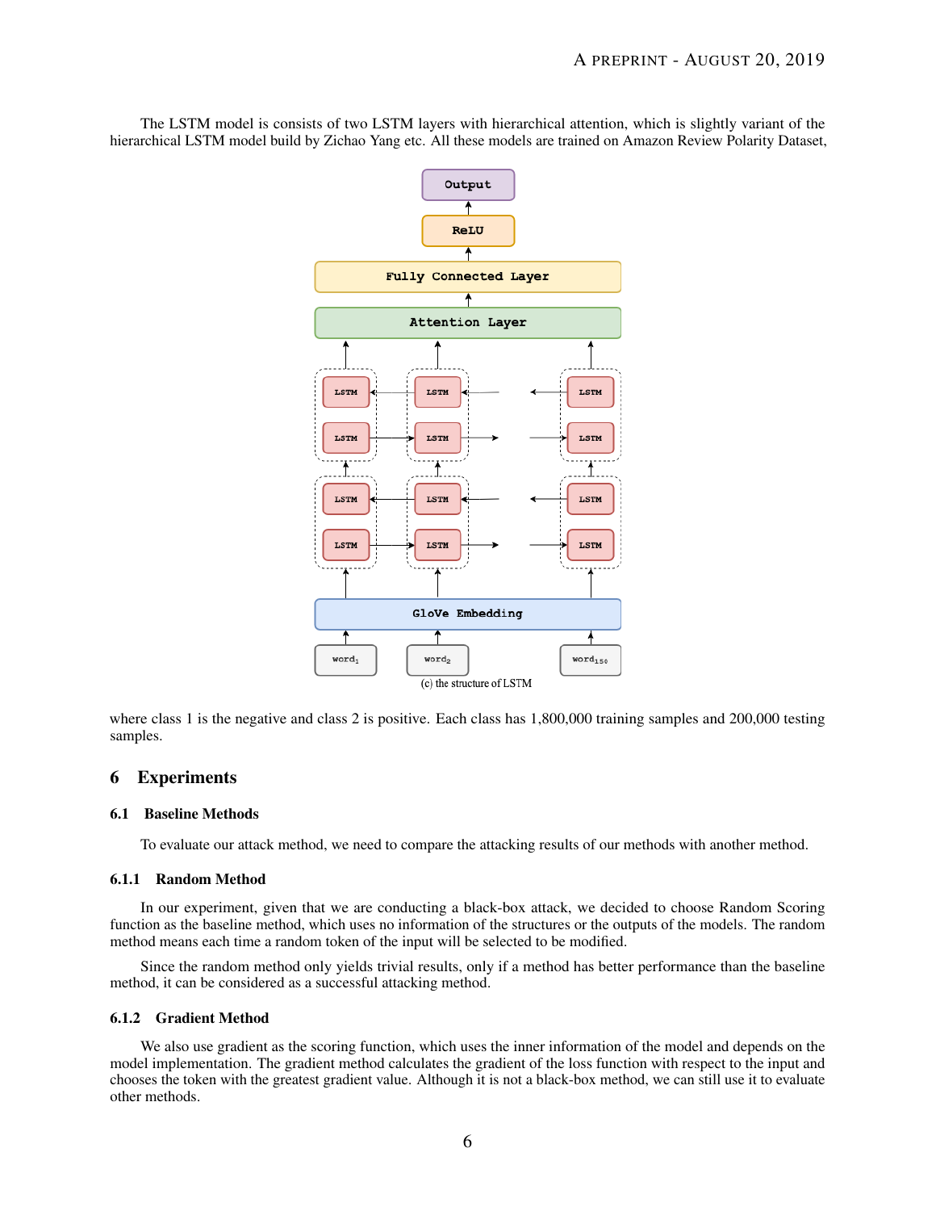The LSTM model is consists of two LSTM layers with hierarchical attention, which is slightly variant of the hierarchical LSTM model build by Zichao Yang etc. All these models are trained on Amazon Review Polarity Dataset,

(c) the structure of LSTM

where class 1 is the negative and class 2 is positive. Each class has 1,800,000 training samples and 200,000 testing samples.

# 6 Experiments

## 6.1 Baseline Methods

To evaluate our attack method, we need to compare the attacking results of our methods with another method.

### 6.1.1 Random Method

In our experiment, given that we are conducting a black-box attack, we decided to choose Random Scoring function as the baseline method, which uses no information of the structures or the outputs of the models. The random method means each time a random token of the input will be selected to be modified.

Since the random method only yields trivial results, only if a method has better performance than the baseline method, it can be considered as a successful attacking method.

### 6.1.2 Gradient Method

We also use gradient as the scoring function, which uses the inner information of the model and depends on the model implementation. The gradient method calculates the gradient of the loss function with respect to the input and chooses the token with the greatest gradient value. Although it is not a black-box method, we can still use it to evaluate other methods.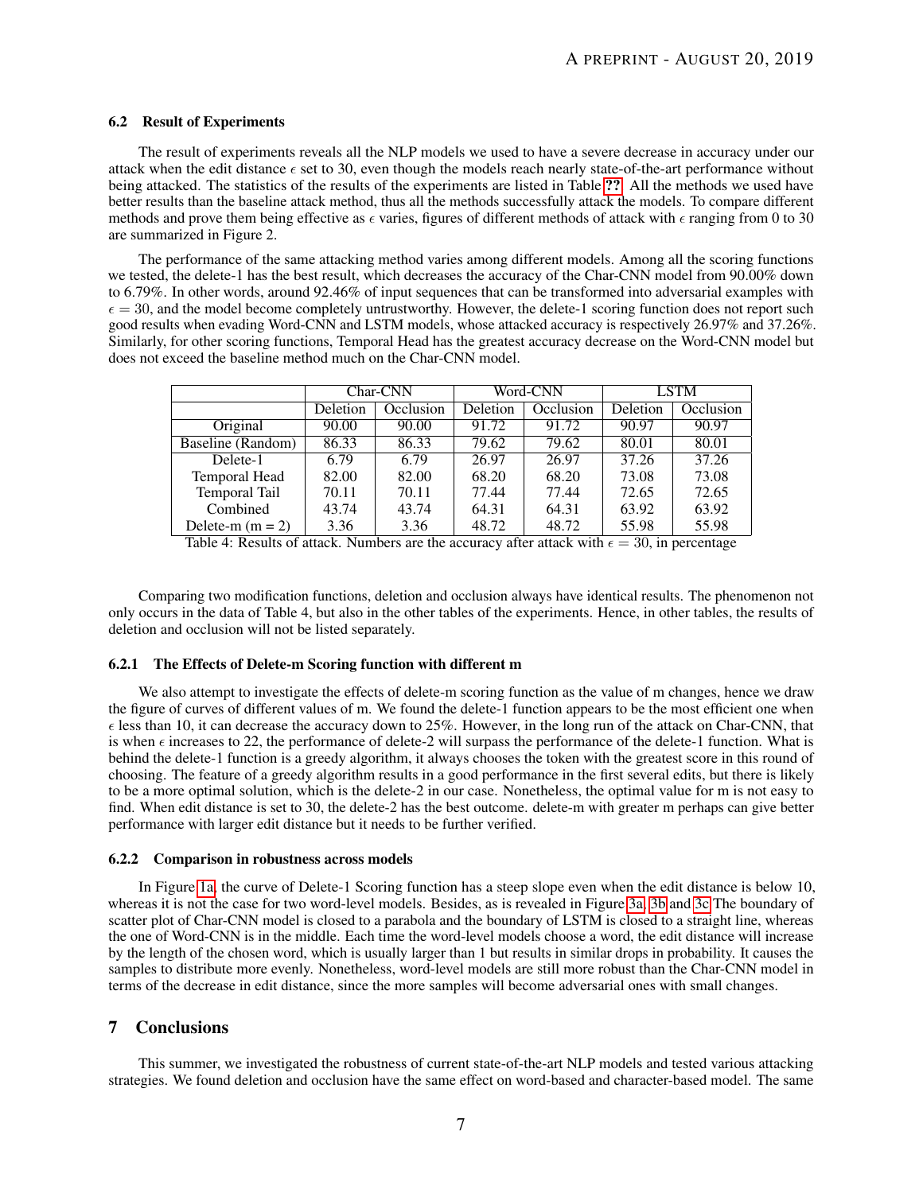### 6.2 Result of Experiments

The result of experiments reveals all the NLP models we used to have a severe decrease in accuracy under our attack when the edit distance $\epsilon$ set to 30, even though the models reach nearly state-of-the-art performance without being attacked. The statistics of the results of the experiments are listed in Table ??. All the methods we used have better results than the baseline attack method, thus all the methods successfully attack the models. To compare different methods and prove them being effective as $\epsilon$ varies, figures of different methods of attack with $\epsilon$ ranging from 0 to 30 are summarized in Figure 2.

The performance of the same attacking method varies among different models. Among all the scoring functions we tested, the delete-1 has the best result, which decreases the accuracy of the Char-CNN model from 90.00% down to 6.79%. In other words, around 92.46% of input sequences that can be transformed into adversarial examples with $\epsilon = 30$, and the model become completely untrustworthy. However, the delete-1 scoring function does not report such good results when evading Word-CNN and LSTM models, whose attacked accuracy is respectively 26.97% and 37.26%. Similarly, for other scoring functions, Temporal Head has the greatest accuracy decrease on the Word-CNN model but does not exceed the baseline method much on the Char-CNN model.

| | Char-CNN | | Word-CNN | | LSTM | |
|---|---|---|---|---|---|---|
| | Deletion | Occlusion | Deletion | Occlusion | Deletion | Occlusion |
| Original | 90.00 | 90.00 | 91.72 | 91.72 | 90.97 | 90.97 |
| Baseline (Random) | 86.33 | 86.33 | 79.62 | 79.62 | 80.01 | 80.01 |
| Delete-1 | 6.79 | 6.79 | 26.97 | 26.97 | 37.26 | 37.26 |
| Temporal Head | 82.00 | 82.00 | 68.20 | 68.20 | 73.08 | 73.08 |
| Temporal Tail | 70.11 | 70.11 | 77.44 | 77.44 | 72.65 | 72.65 |
| Combined | 43.74 | 43.74 | 64.31 | 64.31 | 63.92 | 63.92 |
| Delete-m (m = 2) | 3.36 | 3.36 | 48.72 | 48.72 | 55.98 | 55.98 |

Table 4: Results of attack. Numbers are the accuracy after attack with $\epsilon = 30$, in percentage

Comparing two modification functions, deletion and occlusion always have identical results. The phenomenon not only occurs in the data of Table 4, but also in the other tables of the experiments. Hence, in other tables, the results of deletion and occlusion will not be listed separately.

#### 6.2.1 The Effects of Delete-m Scoring function with different m

We also attempt to investigate the effects of delete-m scoring function as the value of m changes, hence we draw the figure of curves of different values of m. We found the delete-1 function appears to be the most efficient one when $\epsilon$ less than 10, it can decrease the accuracy down to 25%. However, in the long run of the attack on Char-CNN, that is when $\epsilon$ increases to 22, the performance of delete-2 will surpass the performance of the delete-1 function. What is behind the delete-1 function is a greedy algorithm, it always chooses the token with the greatest score in this round of choosing. The feature of a greedy algorithm results in a good performance in the first several edits, but there is likely to be a more optimal solution, which is the delete-2 in our case. Nonetheless, the optimal value for m is not easy to find. When edit distance is set to 30, the delete-2 has the best outcome. delete-m with greater m perhaps can give better performance with larger edit distance but it needs to be further verified.

#### 6.2.2 Comparison in robustness across models

In Figure 1a, the curve of Delete-1 Scoring function has a steep slope even when the edit distance is below 10, whereas it is not the case for two word-level models. Besides, as is revealed in Figure 3a, 3b and 3c The boundary of scatter plot of Char-CNN model is closed to a parabola and the boundary of LSTM is closed to a straight line, whereas the one of Word-CNN is in the middle. Each time the word-level models choose a word, the edit distance will increase by the length of the chosen word, which is usually larger than 1 but results in similar drops in probability. It causes the samples to distribute more evenly. Nonetheless, word-level models are still more robust than the Char-CNN model in terms of the decrease in edit distance, since the more samples will become adversarial ones with small changes.

## 7 Conclusions

This summer, we investigated the robustness of current state-of-the-art NLP models and tested various attacking strategies. We found deletion and occlusion have the same effect on word-based and character-based model. The same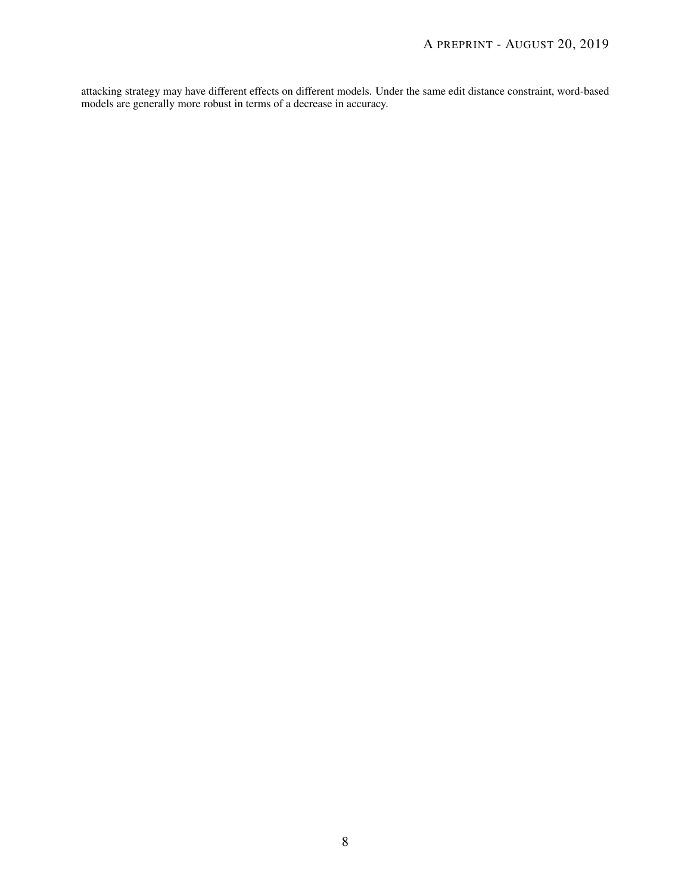attacking strategy may have different effects on different models. Under the same edit distance constraint, word-based models are generally more robust in terms of a decrease in accuracy.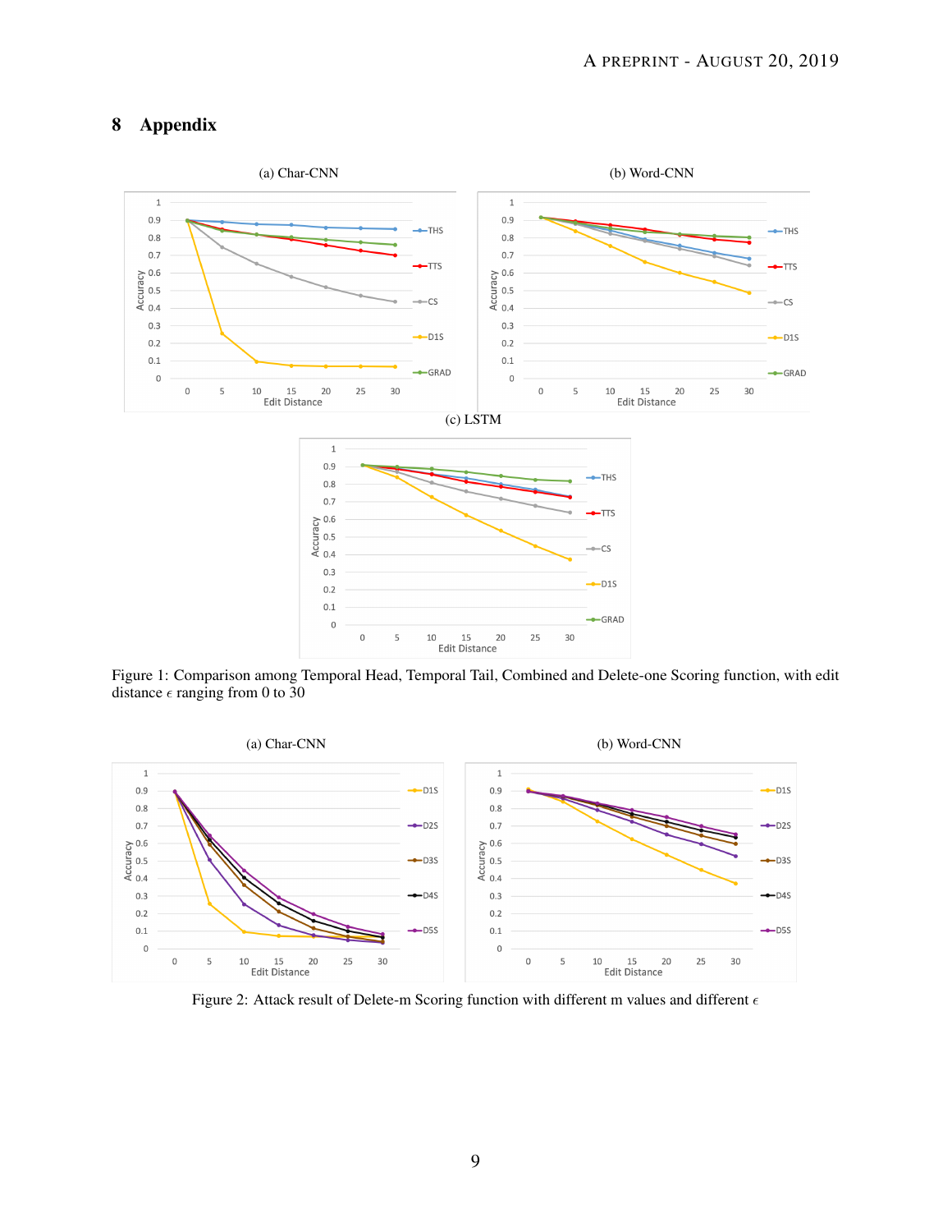# 8 Appendix

(a) Char-CNN

(b) Word-CNN

(c) LSTM

Figure 1: Comparison among Temporal Head, Temporal Tail, Combined and Delete-one Scoring function, with edit distance $\epsilon$ ranging from 0 to 30

(a) Char-CNN

(b) Word-CNN

Figure 2: Attack result of Delete-m Scoring function with different m values and different $\epsilon$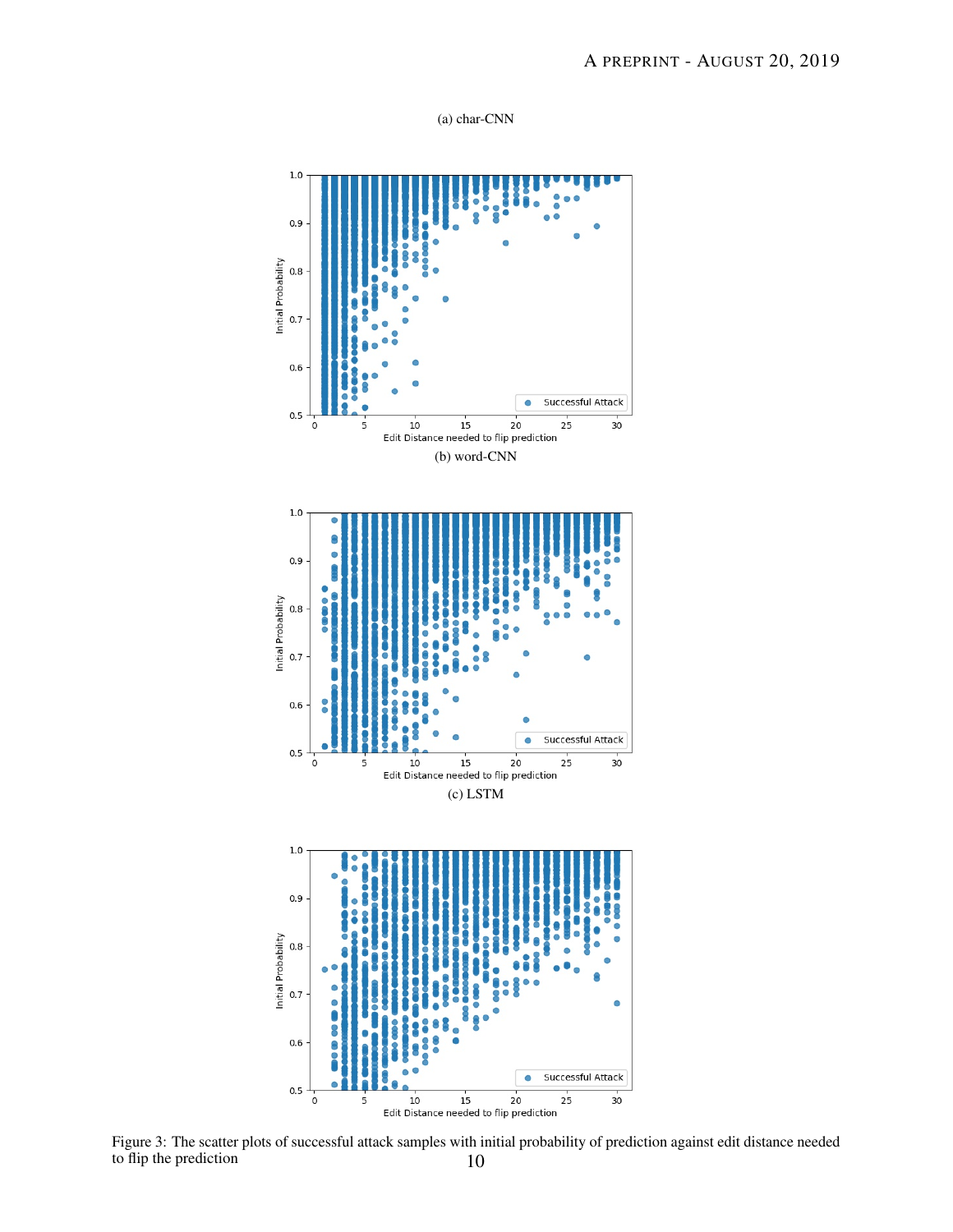(a) char-CNN

(b) word-CNN

(c) LSTM

Figure 3: The scatter plots of successful attack samples with initial probability of prediction against edit distance needed to flip the prediction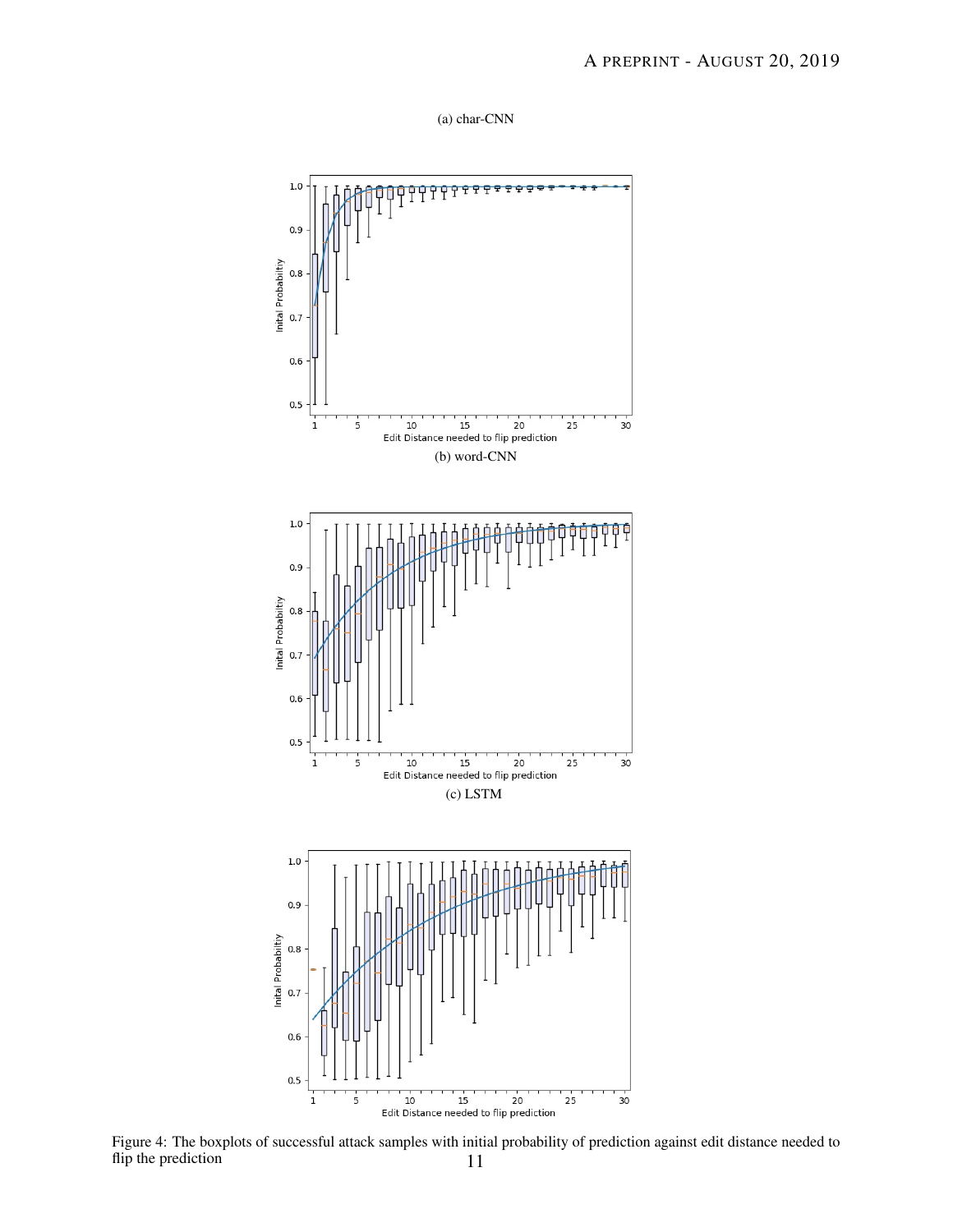(a) char-CNN

Inital Probability

1.0
0.9
0.8
0.7
0.6
0.5

1 5 10 15 20 25 30

Edit Distance needed to flip prediction

(b) word-CNN

Inital Probability

1.0
0.9
0.8
0.7
0.6
0.5

1 5 10 15 20 25 30

Edit Distance needed to flip prediction

(c) LSTM

Inital Probability

1.0
0.9
0.8
0.7
0.6
0.5

1 5 10 15 20 25 30

Edit Distance needed to flip prediction

Figure 4: The boxplots of successful attack samples with initial probability of prediction against edit distance needed to flip the prediction